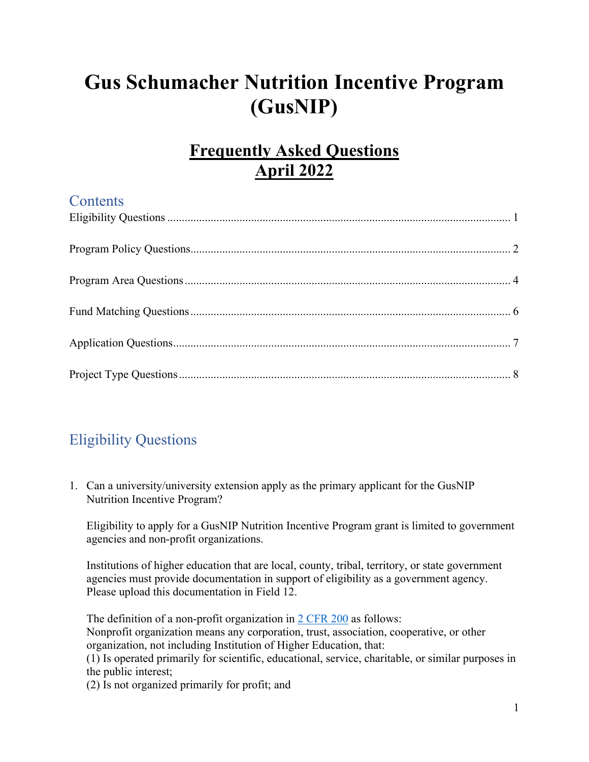# Gus Schumacher Nutrition Incentive Program (GusNIP)

## Frequently Asked Questions
## April 2022

### Contents

Eligibility Questions ........................................................................................................ 1

Program Policy Questions ................................................................................................. 2

Program Area Questions ................................................................................................... 4

Fund Matching Questions ................................................................................................. 6

Application Questions ....................................................................................................... 7

Project Type Questions ..................................................................................................... 8

## Eligibility Questions

1. Can a university/university extension apply as the primary applicant for the GusNIP Nutrition Incentive Program?

   Eligibility to apply for a GusNIP Nutrition Incentive Program grant is limited to government agencies and non-profit organizations.

   Institutions of higher education that are local, county, tribal, territory, or state government agencies must provide documentation in support of eligibility as a government agency. Please upload this documentation in Field 12.

   The definition of a non-profit organization in [2 CFR 200](2 CFR 200) as follows:
   Nonprofit organization means any corporation, trust, association, cooperative, or other organization, not including Institution of Higher Education, that:
   (1) Is operated primarily for scientific, educational, service, charitable, or similar purposes in the public interest;
   (2) Is not organized primarily for profit; and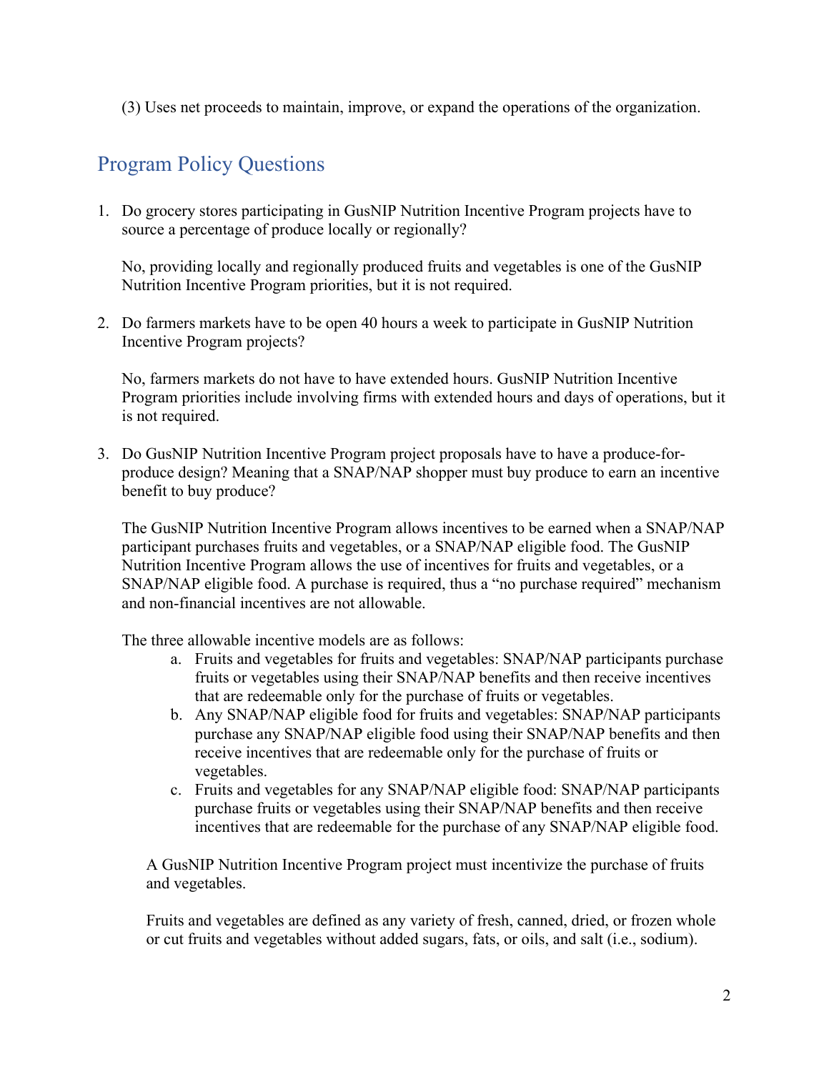(3) Uses net proceeds to maintain, improve, or expand the operations of the organization.

## Program Policy Questions

1. Do grocery stores participating in GusNIP Nutrition Incentive Program projects have to source a percentage of produce locally or regionally?

   No, providing locally and regionally produced fruits and vegetables is one of the GusNIP Nutrition Incentive Program priorities, but it is not required.

2. Do farmers markets have to be open 40 hours a week to participate in GusNIP Nutrition Incentive Program projects?

   No, farmers markets do not have to have extended hours. GusNIP Nutrition Incentive Program priorities include involving firms with extended hours and days of operations, but it is not required.

3. Do GusNIP Nutrition Incentive Program project proposals have to have a produce-for-produce design? Meaning that a SNAP/NAP shopper must buy produce to earn an incentive benefit to buy produce?

   The GusNIP Nutrition Incentive Program allows incentives to be earned when a SNAP/NAP participant purchases fruits and vegetables, or a SNAP/NAP eligible food. The GusNIP Nutrition Incentive Program allows the use of incentives for fruits and vegetables, or a SNAP/NAP eligible food. A purchase is required, thus a "no purchase required" mechanism and non-financial incentives are not allowable.

   The three allowable incentive models are as follows:

   a. Fruits and vegetables for fruits and vegetables: SNAP/NAP participants purchase fruits or vegetables using their SNAP/NAP benefits and then receive incentives that are redeemable only for the purchase of fruits or vegetables.
   b. Any SNAP/NAP eligible food for fruits and vegetables: SNAP/NAP participants purchase any SNAP/NAP eligible food using their SNAP/NAP benefits and then receive incentives that are redeemable only for the purchase of fruits or vegetables.
   c. Fruits and vegetables for any SNAP/NAP eligible food: SNAP/NAP participants purchase fruits or vegetables using their SNAP/NAP benefits and then receive incentives that are redeemable for the purchase of any SNAP/NAP eligible food.

   A GusNIP Nutrition Incentive Program project must incentivize the purchase of fruits and vegetables.

   Fruits and vegetables are defined as any variety of fresh, canned, dried, or frozen whole or cut fruits and vegetables without added sugars, fats, or oils, and salt (i.e., sodium).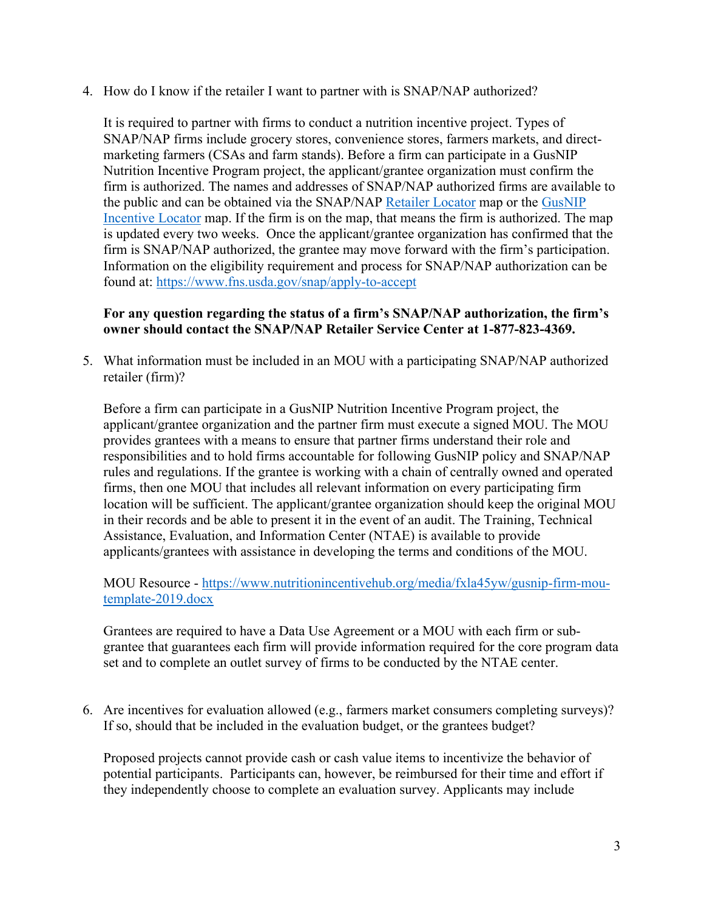4. How do I know if the retailer I want to partner with is SNAP/NAP authorized?

   It is required to partner with firms to conduct a nutrition incentive project. Types of SNAP/NAP firms include grocery stores, convenience stores, farmers markets, and direct-marketing farmers (CSAs and farm stands). Before a firm can participate in a GusNIP Nutrition Incentive Program project, the applicant/grantee organization must confirm the firm is authorized. The names and addresses of SNAP/NAP authorized firms are available to the public and can be obtained via the SNAP/NAP Retailer Locator map or the GusNIP Incentive Locator map. If the firm is on the map, that means the firm is authorized. The map is updated every two weeks. Once the applicant/grantee organization has confirmed that the firm is SNAP/NAP authorized, the grantee may move forward with the firm's participation. Information on the eligibility requirement and process for SNAP/NAP authorization can be found at: https://www.fns.usda.gov/snap/apply-to-accept

   **For any question regarding the status of a firm's SNAP/NAP authorization, the firm's owner should contact the SNAP/NAP Retailer Service Center at 1-877-823-4369.**

5. What information must be included in an MOU with a participating SNAP/NAP authorized retailer (firm)?

   Before a firm can participate in a GusNIP Nutrition Incentive Program project, the applicant/grantee organization and the partner firm must execute a signed MOU. The MOU provides grantees with a means to ensure that partner firms understand their role and responsibilities and to hold firms accountable for following GusNIP policy and SNAP/NAP rules and regulations. If the grantee is working with a chain of centrally owned and operated firms, then one MOU that includes all relevant information on every participating firm location will be sufficient. The applicant/grantee organization should keep the original MOU in their records and be able to present it in the event of an audit. The Training, Technical Assistance, Evaluation, and Information Center (NTAE) is available to provide applicants/grantees with assistance in developing the terms and conditions of the MOU.

   MOU Resource - https://www.nutritionincentivehub.org/media/fxla45yw/gusnip-firm-mou-template-2019.docx

   Grantees are required to have a Data Use Agreement or a MOU with each firm or sub-grantee that guarantees each firm will provide information required for the core program data set and to complete an outlet survey of firms to be conducted by the NTAE center.

6. Are incentives for evaluation allowed (e.g., farmers market consumers completing surveys)? If so, should that be included in the evaluation budget, or the grantees budget?

   Proposed projects cannot provide cash or cash value items to incentivize the behavior of potential participants. Participants can, however, be reimbursed for their time and effort if they independently choose to complete an evaluation survey. Applicants may include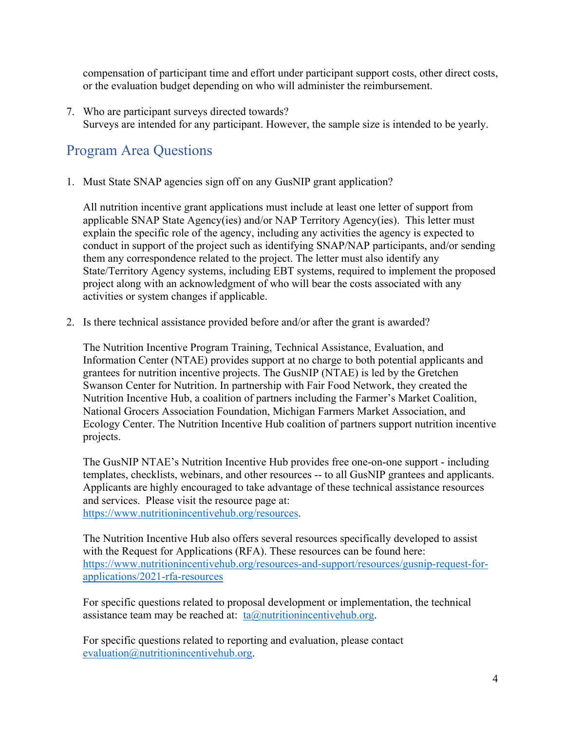compensation of participant time and effort under participant support costs, other direct costs, or the evaluation budget depending on who will administer the reimbursement.

7. Who are participant surveys directed towards?
   Surveys are intended for any participant. However, the sample size is intended to be yearly.

## Program Area Questions

1. Must State SNAP agencies sign off on any GusNIP grant application?

   All nutrition incentive grant applications must include at least one letter of support from applicable SNAP State Agency(ies) and/or NAP Territory Agency(ies). This letter must explain the specific role of the agency, including any activities the agency is expected to conduct in support of the project such as identifying SNAP/NAP participants, and/or sending them any correspondence related to the project. The letter must also identify any State/Territory Agency systems, including EBT systems, required to implement the proposed project along with an acknowledgment of who will bear the costs associated with any activities or system changes if applicable.

2. Is there technical assistance provided before and/or after the grant is awarded?

   The Nutrition Incentive Program Training, Technical Assistance, Evaluation, and Information Center (NTAE) provides support at no charge to both potential applicants and grantees for nutrition incentive projects. The GusNIP (NTAE) is led by the Gretchen Swanson Center for Nutrition. In partnership with Fair Food Network, they created the Nutrition Incentive Hub, a coalition of partners including the Farmer's Market Coalition, National Grocers Association Foundation, Michigan Farmers Market Association, and Ecology Center. The Nutrition Incentive Hub coalition of partners support nutrition incentive projects.

   The GusNIP NTAE's Nutrition Incentive Hub provides free one-on-one support - including templates, checklists, webinars, and other resources -- to all GusNIP grantees and applicants. Applicants are highly encouraged to take advantage of these technical assistance resources and services. Please visit the resource page at: https://www.nutritionincentivehub.org/resources.

   The Nutrition Incentive Hub also offers several resources specifically developed to assist with the Request for Applications (RFA). These resources can be found here: https://www.nutritionincentivehub.org/resources-and-support/resources/gusnip-request-for-applications/2021-rfa-resources

   For specific questions related to proposal development or implementation, the technical assistance team may be reached at: ta@nutritionincentivehub.org.

   For specific questions related to reporting and evaluation, please contact evaluation@nutritionincentivehub.org.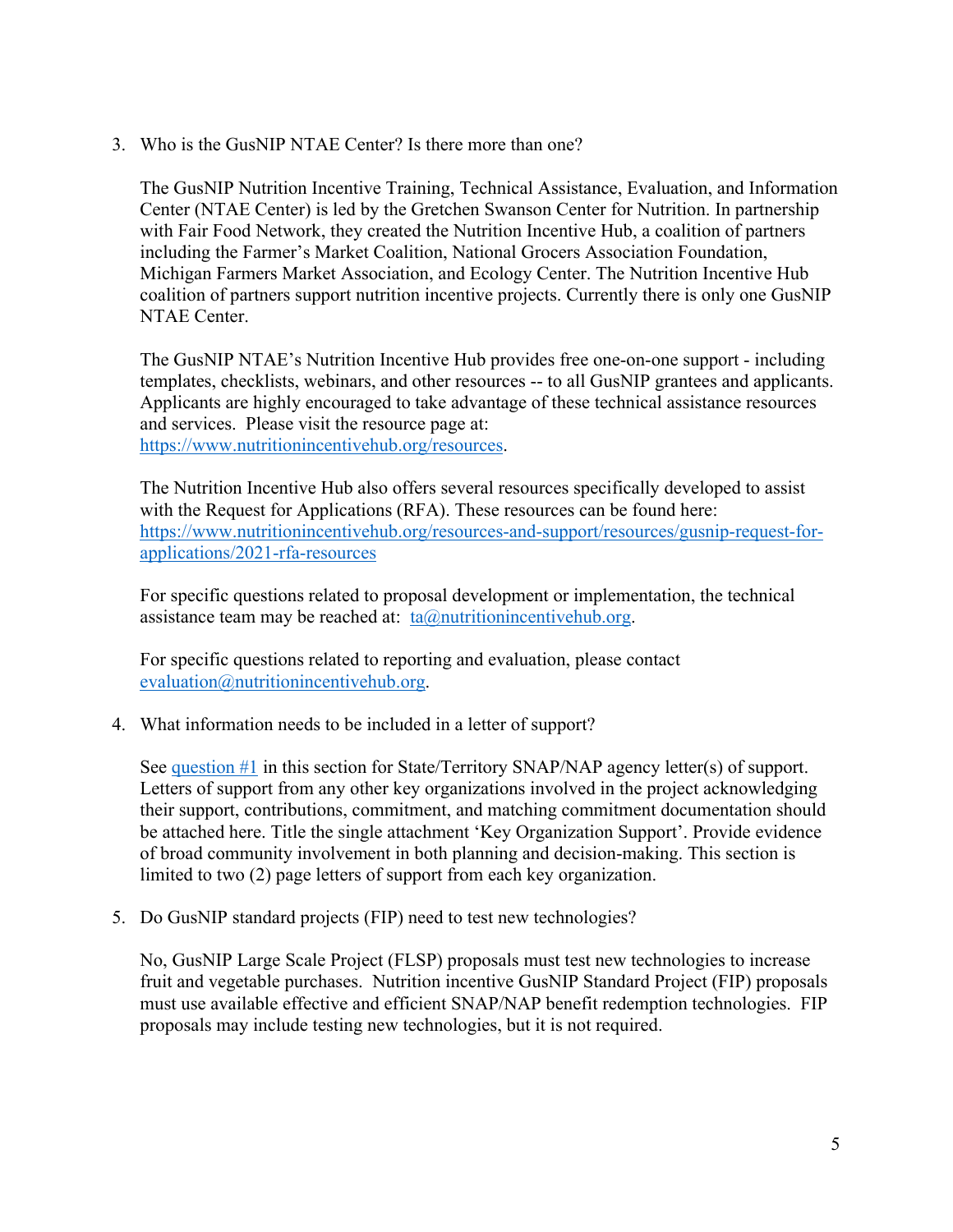3. Who is the GusNIP NTAE Center? Is there more than one?

   The GusNIP Nutrition Incentive Training, Technical Assistance, Evaluation, and Information Center (NTAE Center) is led by the Gretchen Swanson Center for Nutrition. In partnership with Fair Food Network, they created the Nutrition Incentive Hub, a coalition of partners including the Farmer's Market Coalition, National Grocers Association Foundation, Michigan Farmers Market Association, and Ecology Center. The Nutrition Incentive Hub coalition of partners support nutrition incentive projects. Currently there is only one GusNIP NTAE Center.

   The GusNIP NTAE's Nutrition Incentive Hub provides free one-on-one support - including templates, checklists, webinars, and other resources -- to all GusNIP grantees and applicants. Applicants are highly encouraged to take advantage of these technical assistance resources and services. Please visit the resource page at: [https://www.nutritionincentivehub.org/resources](https://www.nutritionincentivehub.org/resources).

   The Nutrition Incentive Hub also offers several resources specifically developed to assist with the Request for Applications (RFA). These resources can be found here: [https://www.nutritionincentivehub.org/resources-and-support/resources/gusnip-request-for-applications/2021-rfa-resources](https://www.nutritionincentivehub.org/resources-and-support/resources/gusnip-request-for-applications/2021-rfa-resources)

   For specific questions related to proposal development or implementation, the technical assistance team may be reached at: [ta@nutritionincentivehub.org](mailto:ta@nutritionincentivehub.org).

   For specific questions related to reporting and evaluation, please contact [evaluation@nutritionincentivehub.org](mailto:evaluation@nutritionincentivehub.org).

4. What information needs to be included in a letter of support?

   See question #1 in this section for State/Territory SNAP/NAP agency letter(s) of support. Letters of support from any other key organizations involved in the project acknowledging their support, contributions, commitment, and matching commitment documentation should be attached here. Title the single attachment 'Key Organization Support'. Provide evidence of broad community involvement in both planning and decision-making. This section is limited to two (2) page letters of support from each key organization.

5. Do GusNIP standard projects (FIP) need to test new technologies?

   No, GusNIP Large Scale Project (FLSP) proposals must test new technologies to increase fruit and vegetable purchases. Nutrition incentive GusNIP Standard Project (FIP) proposals must use available effective and efficient SNAP/NAP benefit redemption technologies. FIP proposals may include testing new technologies, but it is not required.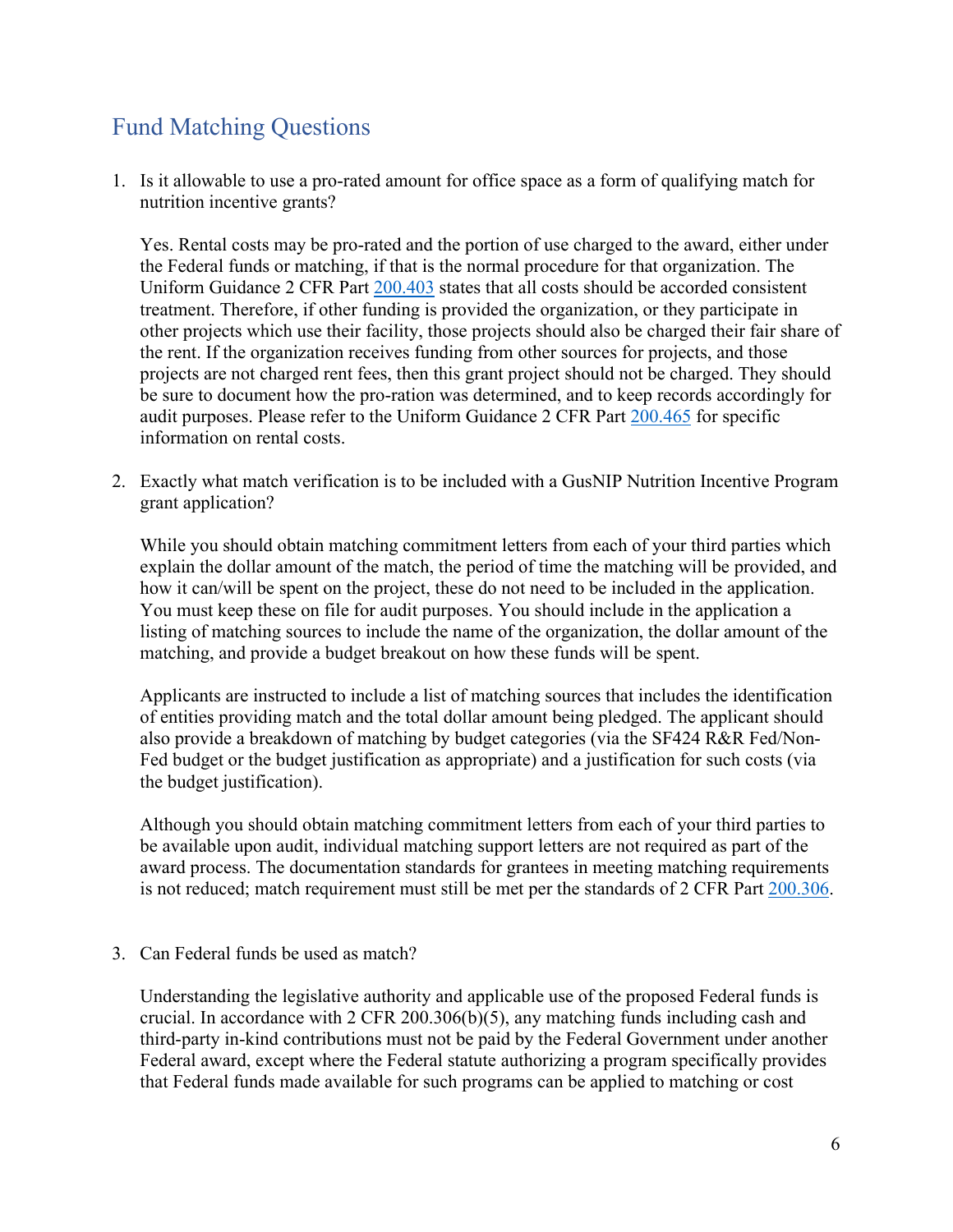## Fund Matching Questions

1. Is it allowable to use a pro-rated amount for office space as a form of qualifying match for nutrition incentive grants?

   Yes. Rental costs may be pro-rated and the portion of use charged to the award, either under the Federal funds or matching, if that is the normal procedure for that organization. The Uniform Guidance 2 CFR Part [200.403](#) states that all costs should be accorded consistent treatment. Therefore, if other funding is provided the organization, or they participate in other projects which use their facility, those projects should also be charged their fair share of the rent. If the organization receives funding from other sources for projects, and those projects are not charged rent fees, then this grant project should not be charged. They should be sure to document how the pro-ration was determined, and to keep records accordingly for audit purposes. Please refer to the Uniform Guidance 2 CFR Part [200.465](#) for specific information on rental costs.

2. Exactly what match verification is to be included with a GusNIP Nutrition Incentive Program grant application?

   While you should obtain matching commitment letters from each of your third parties which explain the dollar amount of the match, the period of time the matching will be provided, and how it can/will be spent on the project, these do not need to be included in the application. You must keep these on file for audit purposes. You should include in the application a listing of matching sources to include the name of the organization, the dollar amount of the matching, and provide a budget breakout on how these funds will be spent.

   Applicants are instructed to include a list of matching sources that includes the identification of entities providing match and the total dollar amount being pledged. The applicant should also provide a breakdown of matching by budget categories (via the SF424 R&R Fed/Non-Fed budget or the budget justification as appropriate) and a justification for such costs (via the budget justification).

   Although you should obtain matching commitment letters from each of your third parties to be available upon audit, individual matching support letters are not required as part of the award process. The documentation standards for grantees in meeting matching requirements is not reduced; match requirement must still be met per the standards of 2 CFR Part [200.306](#).

3. Can Federal funds be used as match?

   Understanding the legislative authority and applicable use of the proposed Federal funds is crucial. In accordance with 2 CFR 200.306(b)(5), any matching funds including cash and third-party in-kind contributions must not be paid by the Federal Government under another Federal award, except where the Federal statute authorizing a program specifically provides that Federal funds made available for such programs can be applied to matching or cost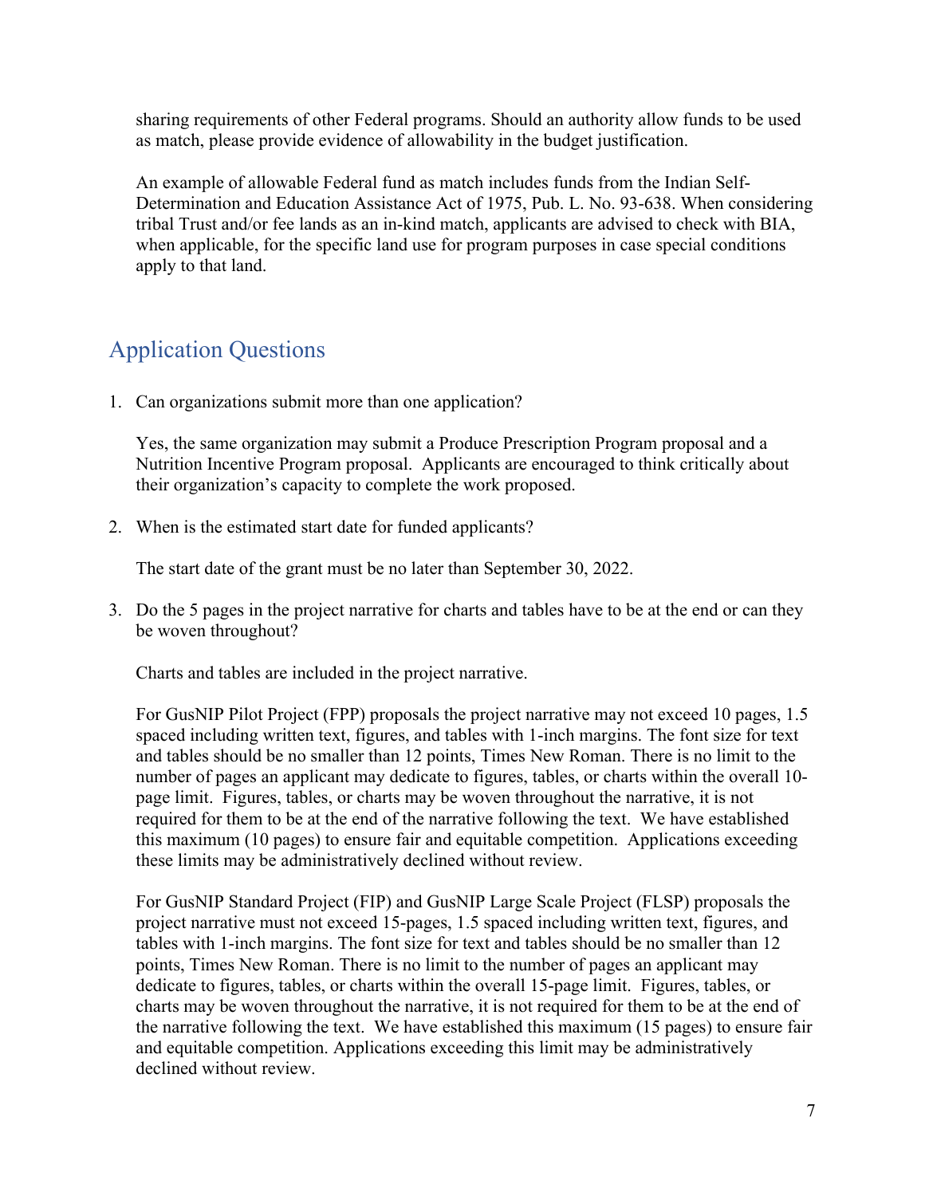sharing requirements of other Federal programs. Should an authority allow funds to be used as match, please provide evidence of allowability in the budget justification.

An example of allowable Federal fund as match includes funds from the Indian Self-Determination and Education Assistance Act of 1975, Pub. L. No. 93-638. When considering tribal Trust and/or fee lands as an in-kind match, applicants are advised to check with BIA, when applicable, for the specific land use for program purposes in case special conditions apply to that land.

## Application Questions

1. Can organizations submit more than one application?

   Yes, the same organization may submit a Produce Prescription Program proposal and a Nutrition Incentive Program proposal. Applicants are encouraged to think critically about their organization's capacity to complete the work proposed.

2. When is the estimated start date for funded applicants?

   The start date of the grant must be no later than September 30, 2022.

3. Do the 5 pages in the project narrative for charts and tables have to be at the end or can they be woven throughout?

   Charts and tables are included in the project narrative.

   For GusNIP Pilot Project (FPP) proposals the project narrative may not exceed 10 pages, 1.5 spaced including written text, figures, and tables with 1-inch margins. The font size for text and tables should be no smaller than 12 points, Times New Roman. There is no limit to the number of pages an applicant may dedicate to figures, tables, or charts within the overall 10-page limit. Figures, tables, or charts may be woven throughout the narrative, it is not required for them to be at the end of the narrative following the text. We have established this maximum (10 pages) to ensure fair and equitable competition. Applications exceeding these limits may be administratively declined without review.

   For GusNIP Standard Project (FIP) and GusNIP Large Scale Project (FLSP) proposals the project narrative must not exceed 15-pages, 1.5 spaced including written text, figures, and tables with 1-inch margins. The font size for text and tables should be no smaller than 12 points, Times New Roman. There is no limit to the number of pages an applicant may dedicate to figures, tables, or charts within the overall 15-page limit. Figures, tables, or charts may be woven throughout the narrative, it is not required for them to be at the end of the narrative following the text. We have established this maximum (15 pages) to ensure fair and equitable competition. Applications exceeding this limit may be administratively declined without review.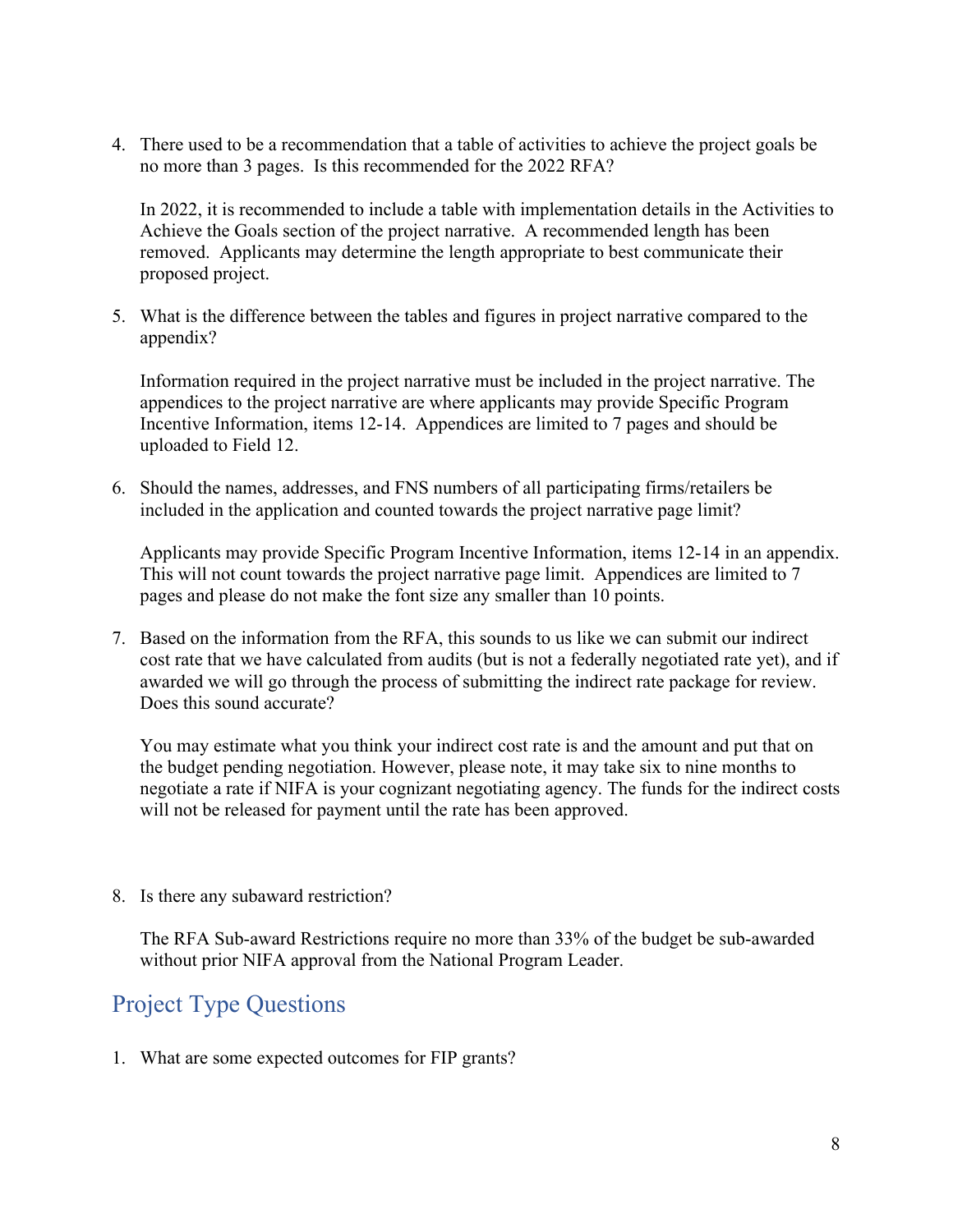4. There used to be a recommendation that a table of activities to achieve the project goals be no more than 3 pages. Is this recommended for the 2022 RFA?

   In 2022, it is recommended to include a table with implementation details in the Activities to Achieve the Goals section of the project narrative. A recommended length has been removed. Applicants may determine the length appropriate to best communicate their proposed project.

5. What is the difference between the tables and figures in project narrative compared to the appendix?

   Information required in the project narrative must be included in the project narrative. The appendices to the project narrative are where applicants may provide Specific Program Incentive Information, items 12-14. Appendices are limited to 7 pages and should be uploaded to Field 12.

6. Should the names, addresses, and FNS numbers of all participating firms/retailers be included in the application and counted towards the project narrative page limit?

   Applicants may provide Specific Program Incentive Information, items 12-14 in an appendix. This will not count towards the project narrative page limit. Appendices are limited to 7 pages and please do not make the font size any smaller than 10 points.

7. Based on the information from the RFA, this sounds to us like we can submit our indirect cost rate that we have calculated from audits (but is not a federally negotiated rate yet), and if awarded we will go through the process of submitting the indirect rate package for review. Does this sound accurate?

   You may estimate what you think your indirect cost rate is and the amount and put that on the budget pending negotiation. However, please note, it may take six to nine months to negotiate a rate if NIFA is your cognizant negotiating agency. The funds for the indirect costs will not be released for payment until the rate has been approved.

8. Is there any subaward restriction?

   The RFA Sub-award Restrictions require no more than 33% of the budget be sub-awarded without prior NIFA approval from the National Program Leader.

## Project Type Questions

1. What are some expected outcomes for FIP grants?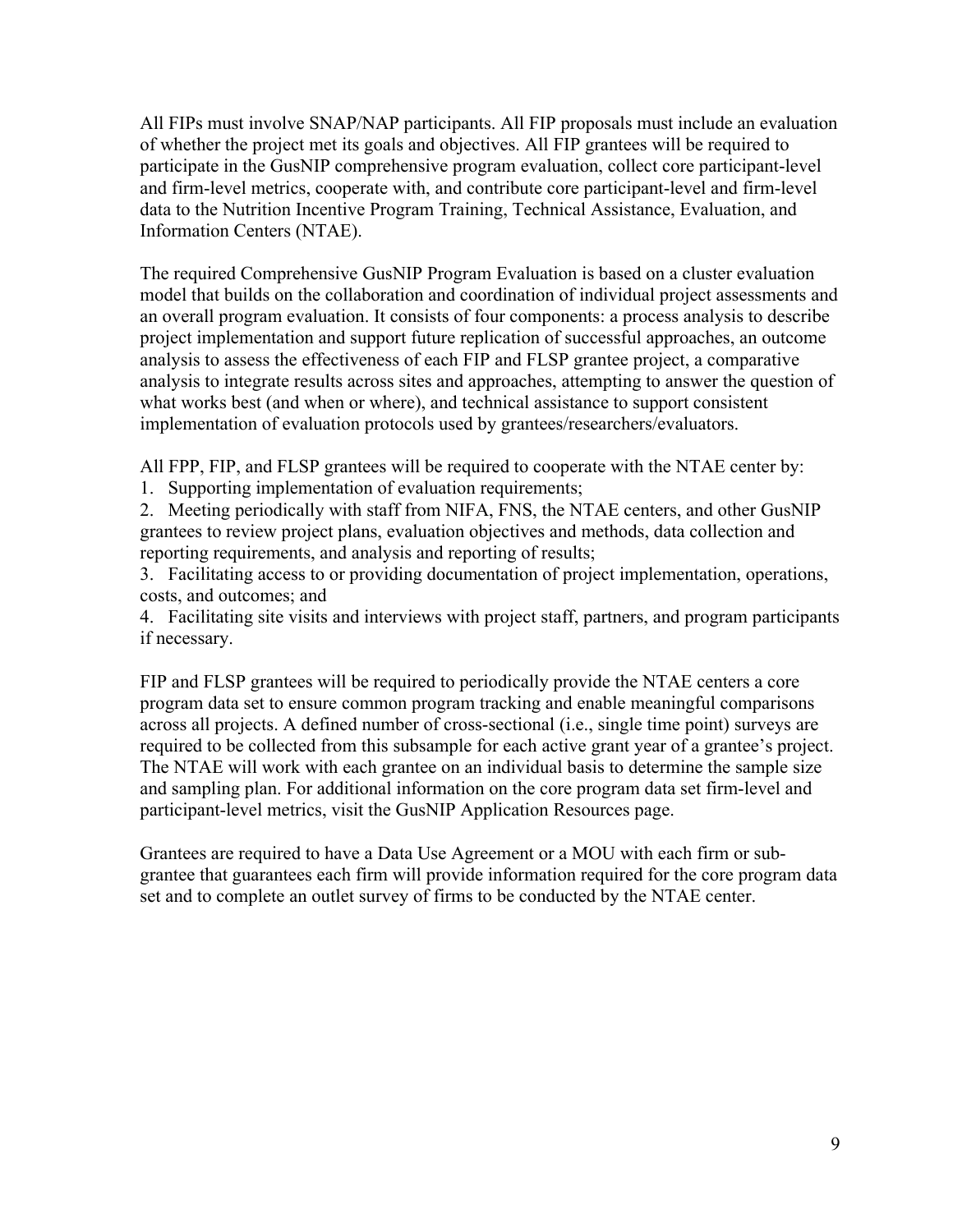All FIPs must involve SNAP/NAP participants. All FIP proposals must include an evaluation of whether the project met its goals and objectives. All FIP grantees will be required to participate in the GusNIP comprehensive program evaluation, collect core participant-level and firm-level metrics, cooperate with, and contribute core participant-level and firm-level data to the Nutrition Incentive Program Training, Technical Assistance, Evaluation, and Information Centers (NTAE).

The required Comprehensive GusNIP Program Evaluation is based on a cluster evaluation model that builds on the collaboration and coordination of individual project assessments and an overall program evaluation. It consists of four components: a process analysis to describe project implementation and support future replication of successful approaches, an outcome analysis to assess the effectiveness of each FIP and FLSP grantee project, a comparative analysis to integrate results across sites and approaches, attempting to answer the question of what works best (and when or where), and technical assistance to support consistent implementation of evaluation protocols used by grantees/researchers/evaluators.

All FPP, FIP, and FLSP grantees will be required to cooperate with the NTAE center by:

1. Supporting implementation of evaluation requirements;
2. Meeting periodically with staff from NIFA, FNS, the NTAE centers, and other GusNIP grantees to review project plans, evaluation objectives and methods, data collection and reporting requirements, and analysis and reporting of results;
3. Facilitating access to or providing documentation of project implementation, operations, costs, and outcomes; and
4. Facilitating site visits and interviews with project staff, partners, and program participants if necessary.

FIP and FLSP grantees will be required to periodically provide the NTAE centers a core program data set to ensure common program tracking and enable meaningful comparisons across all projects. A defined number of cross-sectional (i.e., single time point) surveys are required to be collected from this subsample for each active grant year of a grantee's project. The NTAE will work with each grantee on an individual basis to determine the sample size and sampling plan. For additional information on the core program data set firm-level and participant-level metrics, visit the GusNIP Application Resources page.

Grantees are required to have a Data Use Agreement or a MOU with each firm or sub-grantee that guarantees each firm will provide information required for the core program data set and to complete an outlet survey of firms to be conducted by the NTAE center.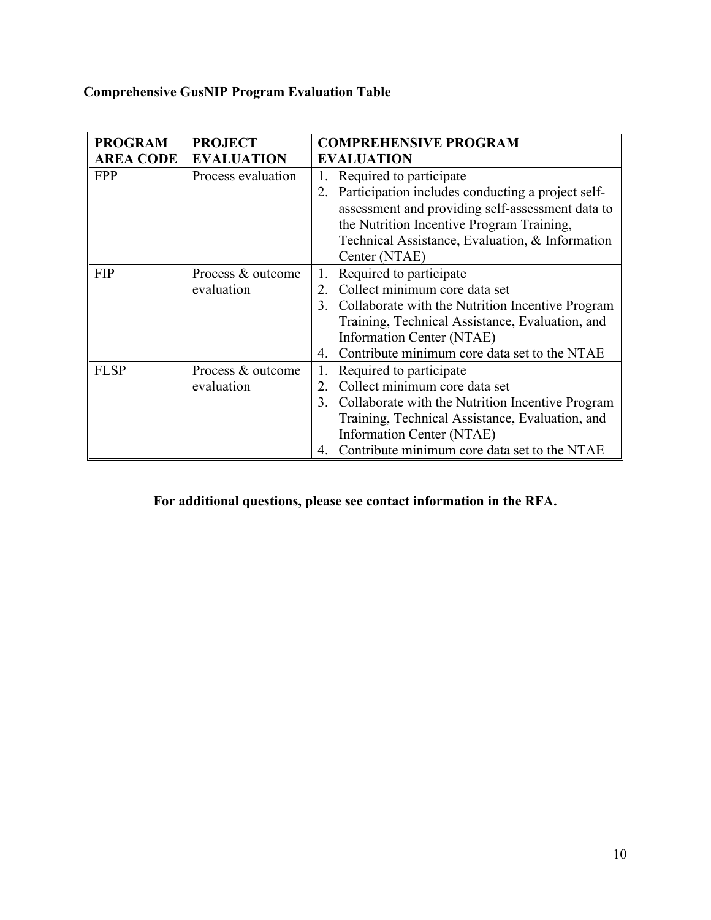**Comprehensive GusNIP Program Evaluation Table**

| PROGRAM AREA CODE | PROJECT EVALUATION | COMPREHENSIVE PROGRAM EVALUATION |
|---|---|---|
| FPP | Process evaluation | 1. Required to participate<br>2. Participation includes conducting a project self-assessment and providing self-assessment data to the Nutrition Incentive Program Training, Technical Assistance, Evaluation, & Information Center (NTAE) |
| FIP | Process & outcome evaluation | 1. Required to participate<br>2. Collect minimum core data set<br>3. Collaborate with the Nutrition Incentive Program Training, Technical Assistance, Evaluation, and Information Center (NTAE)<br>4. Contribute minimum core data set to the NTAE |
| FLSP | Process & outcome evaluation | 1. Required to participate<br>2. Collect minimum core data set<br>3. Collaborate with the Nutrition Incentive Program Training, Technical Assistance, Evaluation, and Information Center (NTAE)<br>4. Contribute minimum core data set to the NTAE |

**For additional questions, please see contact information in the RFA.**